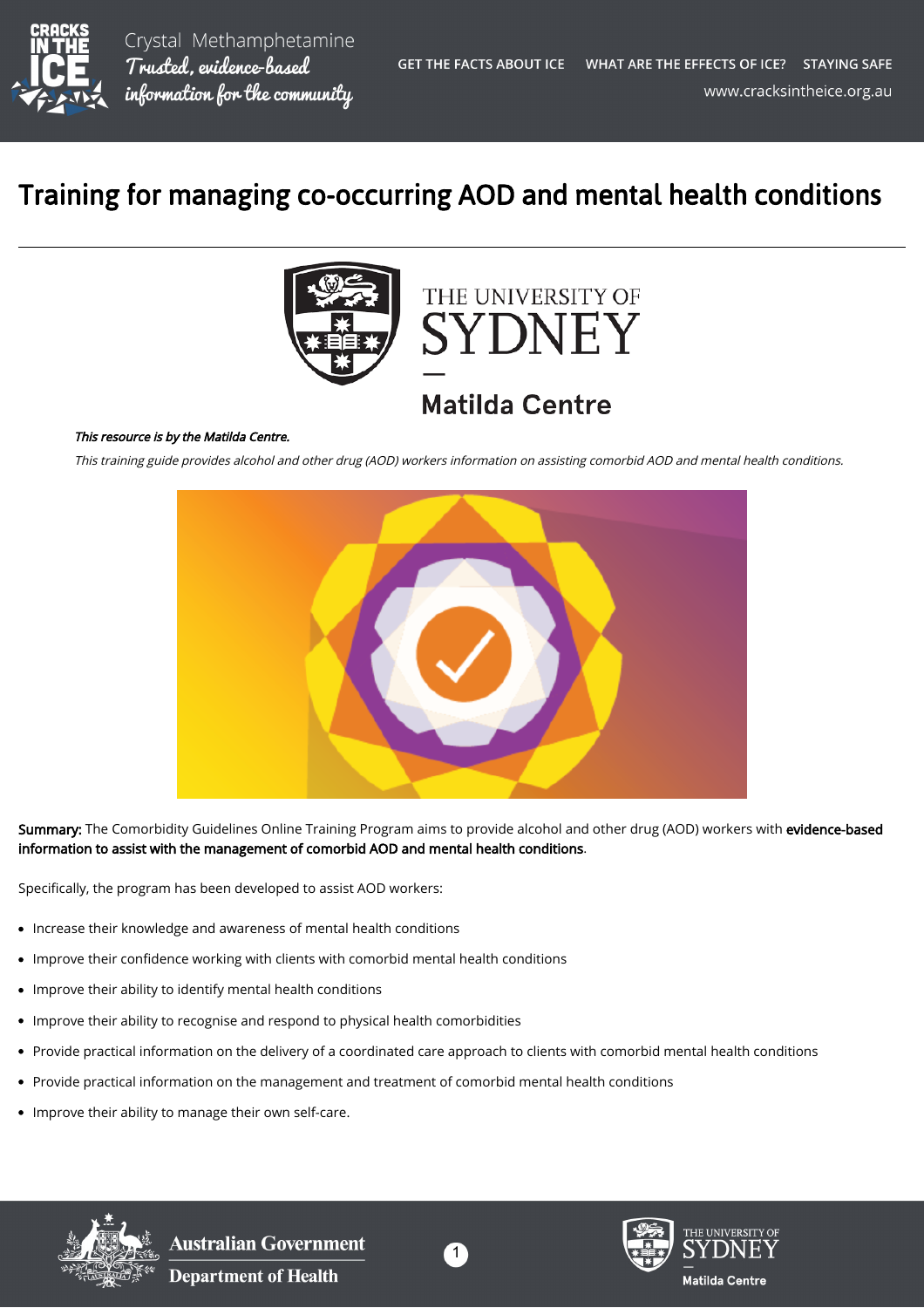# Training for managing co-occurring AOD and mental health conditions

*This resource is by the Matilda Centre.*

*This training guide provides alcohol and other drug (AOD) workers information on assisting comorbid AOD and mental health conditions.*

**Summary:** The Comorbidity Guidelines Online Training Program aims to provide alcohol and other drug (AOD) workers with **evidence-based information to assist with the management of comorbid AOD and mental health conditions**.

Specifically, the program has been developed to assist AOD workers:

- Increase their knowledge and awareness of mental health conditions
- Improve their confidence working with clients with comorbid mental health conditions
- Improve their ability to identify mental health conditions
- Improve their ability to recognise and respond to physical health comorbidities
- Provide practical information on the delivery of a coordinated care approach to clients with comorbid mental health conditions
- Provide practical information on the management and treatment of comorbid mental health conditions
- Improve their ability to manage their own self-care.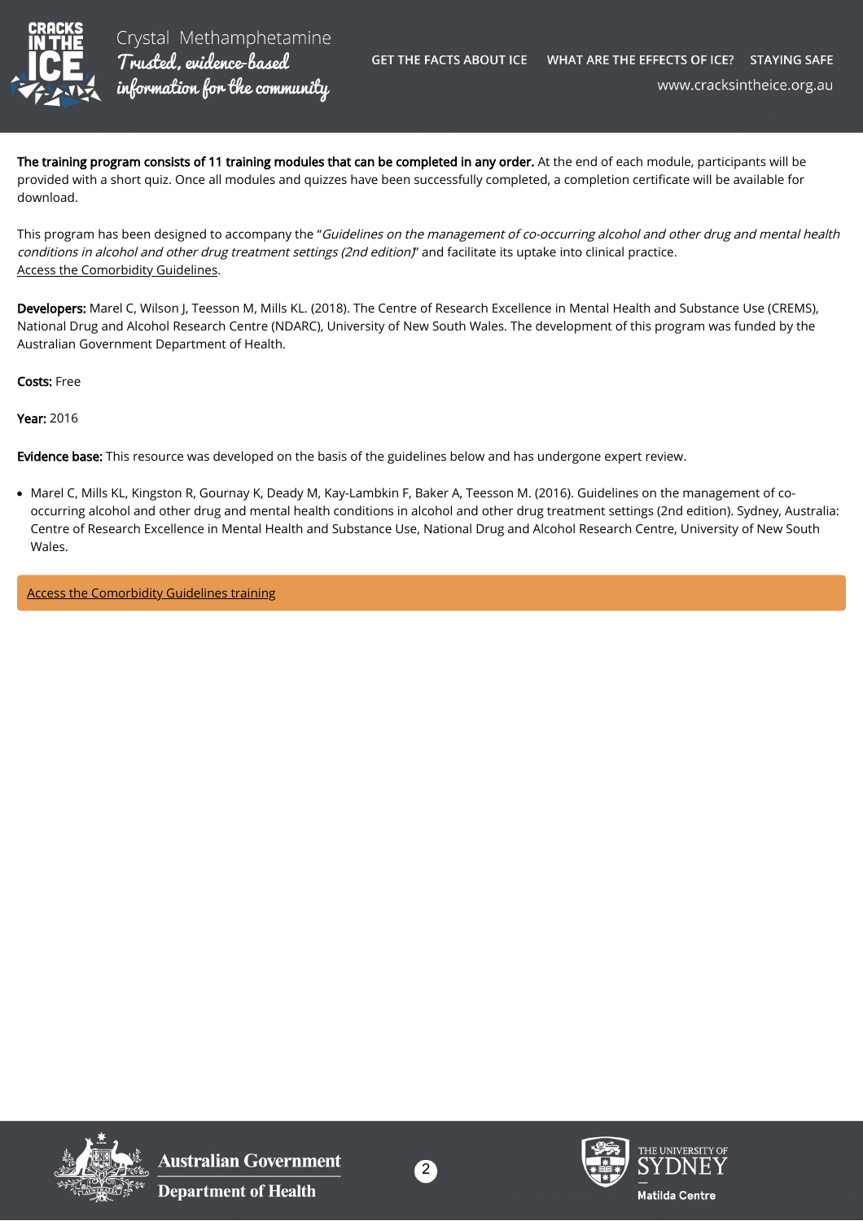**The training program consists of 11 training modules that can be completed in any order.** At the end of each module, participants will be provided with a short quiz. Once all modules and quizzes have been successfully completed, a completion certificate will be available for download.

This program has been designed to accompany the "*Guidelines on the management of co-occurring alcohol and other drug and mental health conditions in alcohol and other drug treatment settings (2nd edition)*" and facilitate its uptake into clinical practice.
Access the Comorbidity Guidelines.

**Developers:** Marel C, Wilson J, Teesson M, Mills KL. (2018). The Centre of Research Excellence in Mental Health and Substance Use (CREMS), National Drug and Alcohol Research Centre (NDARC), University of New South Wales. The development of this program was funded by the Australian Government Department of Health.

**Costs:** Free

**Year:** 2016

**Evidence base:** This resource was developed on the basis of the guidelines below and has undergone expert review.

- Marel C, Mills KL, Kingston R, Gournay K, Deady M, Kay-Lambkin F, Baker A, Teesson M. (2016). Guidelines on the management of co-occurring alcohol and other drug and mental health conditions in alcohol and other drug treatment settings (2nd edition). Sydney, Australia: Centre of Research Excellence in Mental Health and Substance Use, National Drug and Alcohol Research Centre, University of New South Wales.

Access the Comorbidity Guidelines training